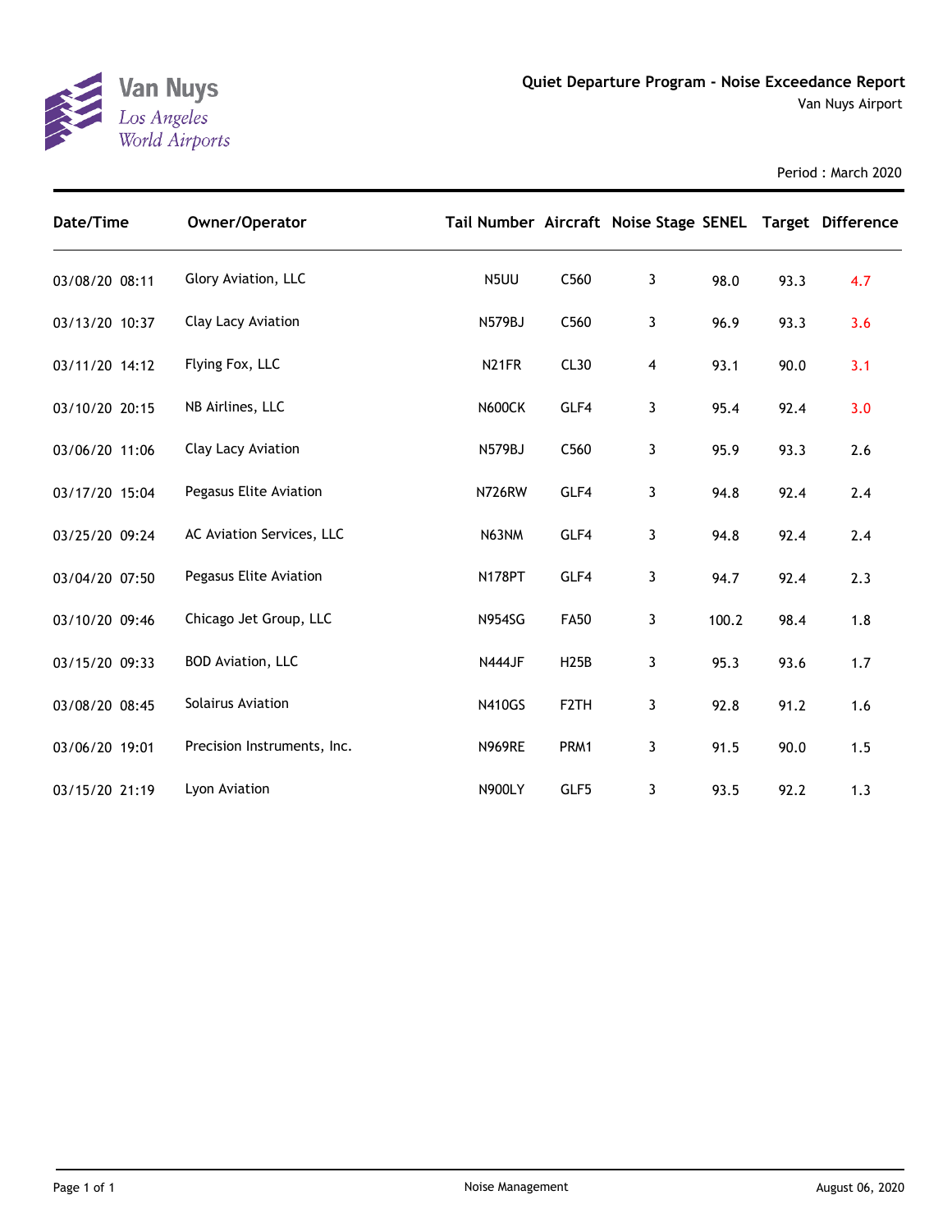Van Nuys
Los Angeles
World Airports

# Quiet Departure Program - Noise Exceedance Report

Van Nuys Airport

Period : March 2020

| Date/Time | Owner/Operator | Tail Number | Aircraft | Noise Stage | SENEL | Target | Difference |
|---|---|---|---|---|---|---|---|
| 03/08/20 08:11 | Glory Aviation, LLC | N5UU | C560 | 3 | 98.0 | 93.3 | 4.7 |
| 03/13/20 10:37 | Clay Lacy Aviation | N579BJ | C560 | 3 | 96.9 | 93.3 | 3.6 |
| 03/11/20 14:12 | Flying Fox, LLC | N21FR | CL30 | 4 | 93.1 | 90.0 | 3.1 |
| 03/10/20 20:15 | NB Airlines, LLC | N600CK | GLF4 | 3 | 95.4 | 92.4 | 3.0 |
| 03/06/20 11:06 | Clay Lacy Aviation | N579BJ | C560 | 3 | 95.9 | 93.3 | 2.6 |
| 03/17/20 15:04 | Pegasus Elite Aviation | N726RW | GLF4 | 3 | 94.8 | 92.4 | 2.4 |
| 03/25/20 09:24 | AC Aviation Services, LLC | N63NM | GLF4 | 3 | 94.8 | 92.4 | 2.4 |
| 03/04/20 07:50 | Pegasus Elite Aviation | N178PT | GLF4 | 3 | 94.7 | 92.4 | 2.3 |
| 03/10/20 09:46 | Chicago Jet Group, LLC | N954SG | FA50 | 3 | 100.2 | 98.4 | 1.8 |
| 03/15/20 09:33 | BOD Aviation, LLC | N444JF | H25B | 3 | 95.3 | 93.6 | 1.7 |
| 03/08/20 08:45 | Solairus Aviation | N410GS | F2TH | 3 | 92.8 | 91.2 | 1.6 |
| 03/06/20 19:01 | Precision Instruments, Inc. | N969RE | PRM1 | 3 | 91.5 | 90.0 | 1.5 |
| 03/15/20 21:19 | Lyon Aviation | N900LY | GLF5 | 3 | 93.5 | 92.2 | 1.3 |

Noise Management

August 06, 2020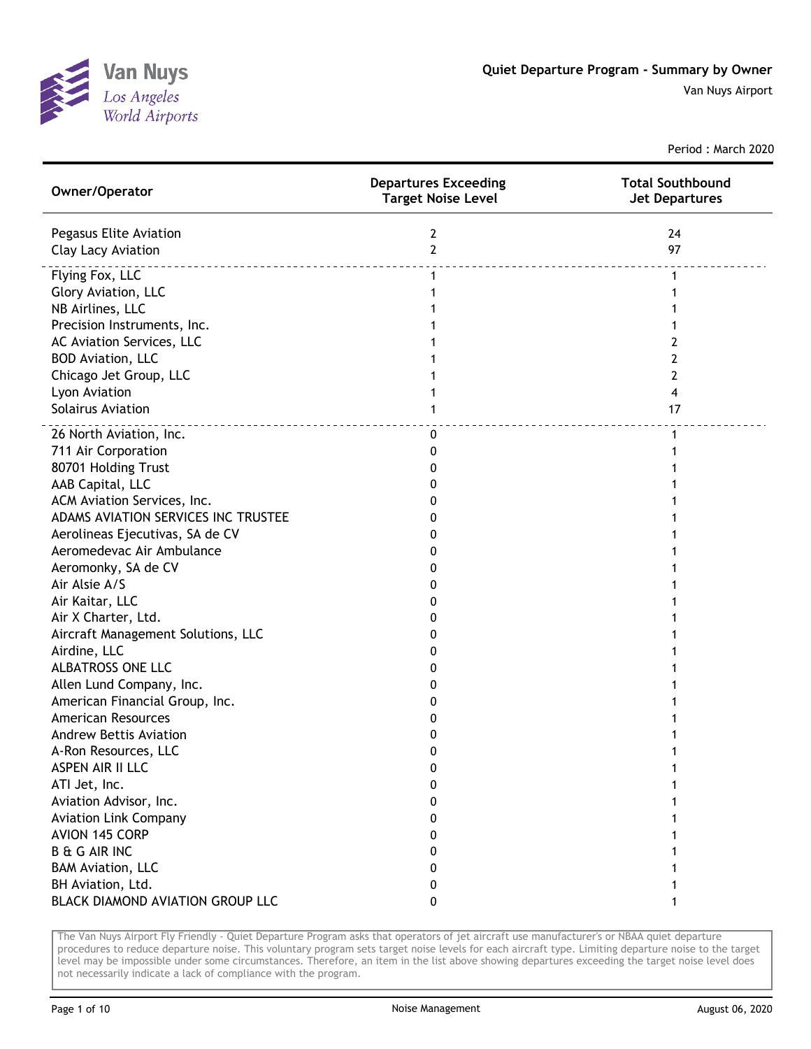Van Nuys
Los Angeles
World Airports

# Quiet Departure Program - Summary by Owner

Van Nuys Airport

Period : March 2020

| Owner/Operator | Departures Exceeding Target Noise Level | Total Southbound Jet Departures |
|---|---|---|
| Pegasus Elite Aviation | 2 | 24 |
| Clay Lacy Aviation | 2 | 97 |
| Flying Fox, LLC | 1 | 1 |
| Glory Aviation, LLC | 1 | 1 |
| NB Airlines, LLC | 1 | 1 |
| Precision Instruments, Inc. | 1 | 1 |
| AC Aviation Services, LLC | 1 | 2 |
| BOD Aviation, LLC | 1 | 2 |
| Chicago Jet Group, LLC | 1 | 2 |
| Lyon Aviation | 1 | 4 |
| Solairus Aviation | 1 | 17 |
| 26 North Aviation, Inc. | 0 | 1 |
| 711 Air Corporation | 0 | 1 |
| 80701 Holding Trust | 0 | 1 |
| AAB Capital, LLC | 0 | 1 |
| ACM Aviation Services, Inc. | 0 | 1 |
| ADAMS AVIATION SERVICES INC TRUSTEE | 0 | 1 |
| Aerolineas Ejecutivas, SA de CV | 0 | 1 |
| Aeromedevac Air Ambulance | 0 | 1 |
| Aeromonky, SA de CV | 0 | 1 |
| Air Alsie A/S | 0 | 1 |
| Air Kaitar, LLC | 0 | 1 |
| Air X Charter, Ltd. | 0 | 1 |
| Aircraft Management Solutions, LLC | 0 | 1 |
| Airdine, LLC | 0 | 1 |
| ALBATROSS ONE LLC | 0 | 1 |
| Allen Lund Company, Inc. | 0 | 1 |
| American Financial Group, Inc. | 0 | 1 |
| American Resources | 0 | 1 |
| Andrew Bettis Aviation | 0 | 1 |
| A-Ron Resources, LLC | 0 | 1 |
| ASPEN AIR II LLC | 0 | 1 |
| ATI Jet, Inc. | 0 | 1 |
| Aviation Advisor, Inc. | 0 | 1 |
| Aviation Link Company | 0 | 1 |
| AVION 145 CORP | 0 | 1 |
| B & G AIR INC | 0 | 1 |
| BAM Aviation, LLC | 0 | 1 |
| BH Aviation, Ltd. | 0 | 1 |
| BLACK DIAMOND AVIATION GROUP LLC | 0 | 1 |

The Van Nuys Airport Fly Friendly - Quiet Departure Program asks that operators of jet aircraft use manufacturer's or NBAA quiet departure procedures to reduce departure noise. This voluntary program sets target noise levels for each aircraft type. Limiting departure noise to the target level may be impossible under some circumstances. Therefore, an item in the list above showing departures exceeding the target noise level does not necessarily indicate a lack of compliance with the program.

Noise Management

August 06, 2020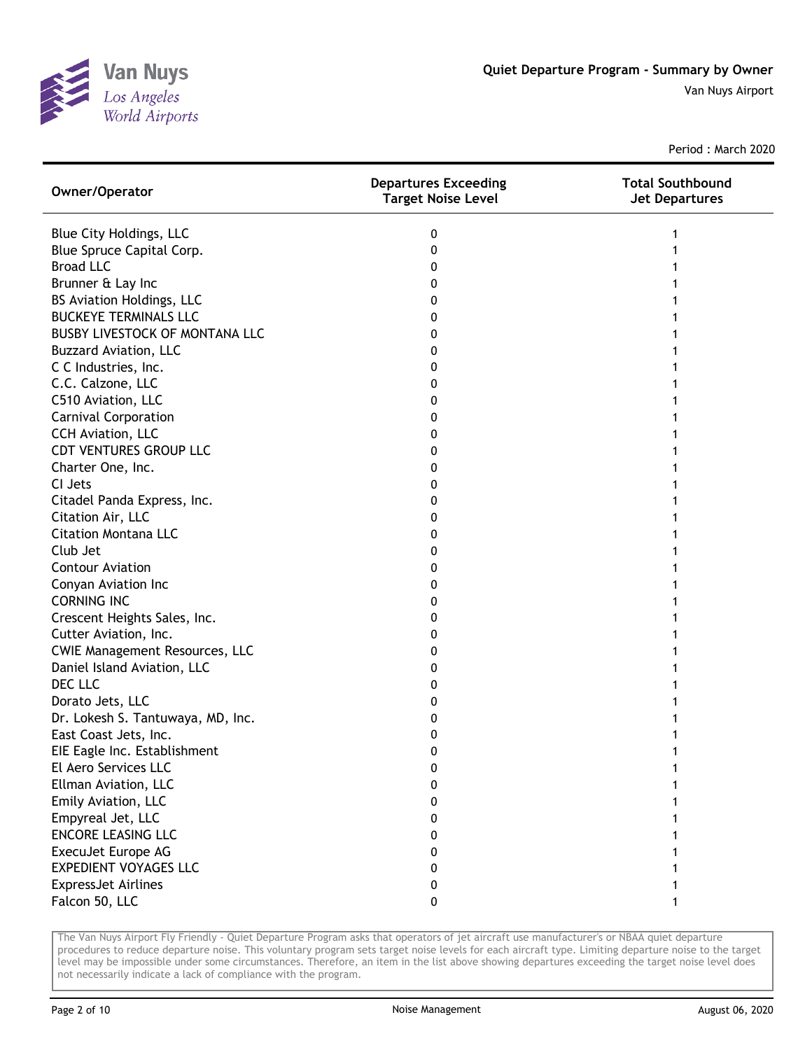# Quiet Departure Program - Summary by Owner

Van Nuys Airport

Period : March 2020

| Owner/Operator | Departures Exceeding Target Noise Level | Total Southbound Jet Departures |
|---|---|---|
| Blue City Holdings, LLC | 0 | 1 |
| Blue Spruce Capital Corp. | 0 | 1 |
| Broad LLC | 0 | 1 |
| Brunner & Lay Inc | 0 | 1 |
| BS Aviation Holdings, LLC | 0 | 1 |
| BUCKEYE TERMINALS LLC | 0 | 1 |
| BUSBY LIVESTOCK OF MONTANA LLC | 0 | 1 |
| Buzzard Aviation, LLC | 0 | 1 |
| C C Industries, Inc. | 0 | 1 |
| C.C. Calzone, LLC | 0 | 1 |
| C510 Aviation, LLC | 0 | 1 |
| Carnival Corporation | 0 | 1 |
| CCH Aviation, LLC | 0 | 1 |
| CDT VENTURES GROUP LLC | 0 | 1 |
| Charter One, Inc. | 0 | 1 |
| CI Jets | 0 | 1 |
| Citadel Panda Express, Inc. | 0 | 1 |
| Citation Air, LLC | 0 | 1 |
| Citation Montana LLC | 0 | 1 |
| Club Jet | 0 | 1 |
| Contour Aviation | 0 | 1 |
| Conyan Aviation Inc | 0 | 1 |
| CORNING INC | 0 | 1 |
| Crescent Heights Sales, Inc. | 0 | 1 |
| Cutter Aviation, Inc. | 0 | 1 |
| CWIE Management Resources, LLC | 0 | 1 |
| Daniel Island Aviation, LLC | 0 | 1 |
| DEC LLC | 0 | 1 |
| Dorato Jets, LLC | 0 | 1 |
| Dr. Lokesh S. Tantuwaya, MD, Inc. | 0 | 1 |
| East Coast Jets, Inc. | 0 | 1 |
| EIE Eagle Inc. Establishment | 0 | 1 |
| El Aero Services LLC | 0 | 1 |
| Ellman Aviation, LLC | 0 | 1 |
| Emily Aviation, LLC | 0 | 1 |
| Empyreal Jet, LLC | 0 | 1 |
| ENCORE LEASING LLC | 0 | 1 |
| ExecuJet Europe AG | 0 | 1 |
| EXPEDIENT VOYAGES LLC | 0 | 1 |
| ExpressJet Airlines | 0 | 1 |
| Falcon 50, LLC | 0 | 1 |

The Van Nuys Airport Fly Friendly - Quiet Departure Program asks that operators of jet aircraft use manufacturer's or NBAA quiet departure procedures to reduce departure noise. This voluntary program sets target noise levels for each aircraft type. Limiting departure noise to the target level may be impossible under some circumstances. Therefore, an item in the list above showing departures exceeding the target noise level does not necessarily indicate a lack of compliance with the program.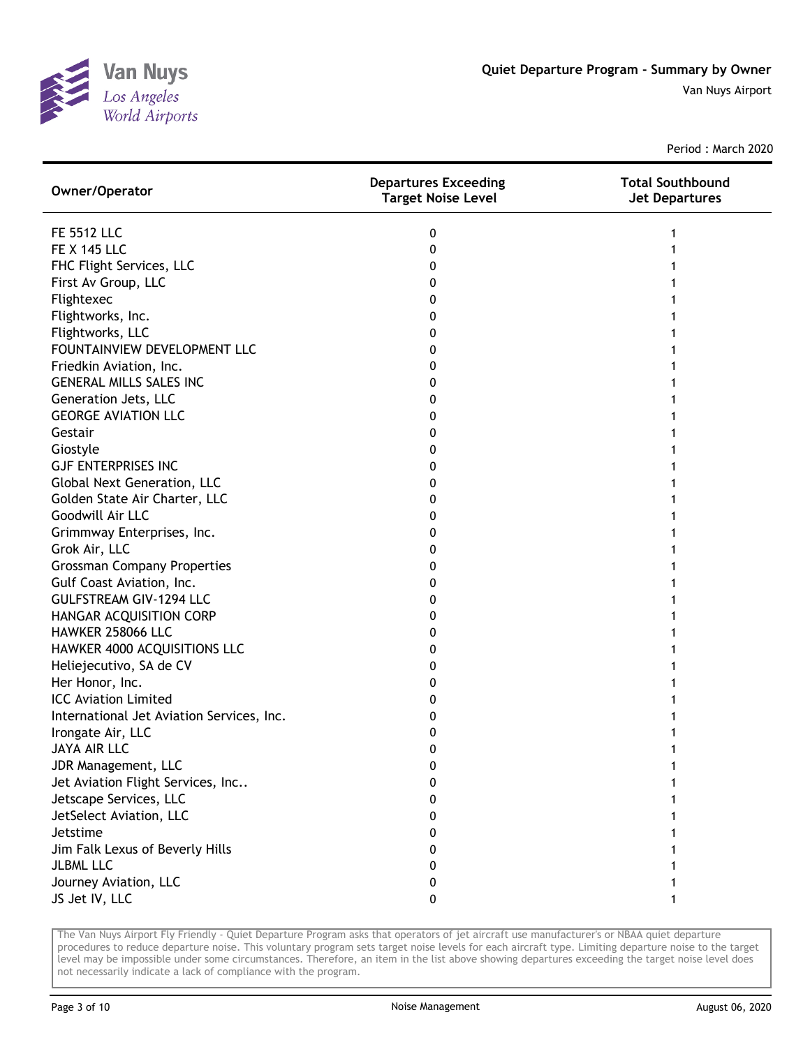# Quiet Departure Program - Summary by Owner

Van Nuys Airport

Period : March 2020

| Owner/Operator | Departures Exceeding Target Noise Level | Total Southbound Jet Departures |
|---|---|---|
| FE 5512 LLC | 0 | 1 |
| FE X 145 LLC | 0 | 1 |
| FHC Flight Services, LLC | 0 | 1 |
| First Av Group, LLC | 0 | 1 |
| Flightexec | 0 | 1 |
| Flightworks, Inc. | 0 | 1 |
| Flightworks, LLC | 0 | 1 |
| FOUNTAINVIEW DEVELOPMENT LLC | 0 | 1 |
| Friedkin Aviation, Inc. | 0 | 1 |
| GENERAL MILLS SALES INC | 0 | 1 |
| Generation Jets, LLC | 0 | 1 |
| GEORGE AVIATION LLC | 0 | 1 |
| Gestair | 0 | 1 |
| Giostyle | 0 | 1 |
| GJF ENTERPRISES INC | 0 | 1 |
| Global Next Generation, LLC | 0 | 1 |
| Golden State Air Charter, LLC | 0 | 1 |
| Goodwill Air LLC | 0 | 1 |
| Grimmway Enterprises, Inc. | 0 | 1 |
| Grok Air, LLC | 0 | 1 |
| Grossman Company Properties | 0 | 1 |
| Gulf Coast Aviation, Inc. | 0 | 1 |
| GULFSTREAM GIV-1294 LLC | 0 | 1 |
| HANGAR ACQUISITION CORP | 0 | 1 |
| HAWKER 258066 LLC | 0 | 1 |
| HAWKER 4000 ACQUISITIONS LLC | 0 | 1 |
| Heliejecutivo, SA de CV | 0 | 1 |
| Her Honor, Inc. | 0 | 1 |
| ICC Aviation Limited | 0 | 1 |
| International Jet Aviation Services, Inc. | 0 | 1 |
| Irongate Air, LLC | 0 | 1 |
| JAYA AIR LLC | 0 | 1 |
| JDR Management, LLC | 0 | 1 |
| Jet Aviation Flight Services, Inc.. | 0 | 1 |
| Jetscape Services, LLC | 0 | 1 |
| JetSelect Aviation, LLC | 0 | 1 |
| Jetstime | 0 | 1 |
| Jim Falk Lexus of Beverly Hills | 0 | 1 |
| JLBML LLC | 0 | 1 |
| Journey Aviation, LLC | 0 | 1 |
| JS Jet IV, LLC | 0 | 1 |

The Van Nuys Airport Fly Friendly - Quiet Departure Program asks that operators of jet aircraft use manufacturer's or NBAA quiet departure procedures to reduce departure noise. This voluntary program sets target noise levels for each aircraft type. Limiting departure noise to the target level may be impossible under some circumstances. Therefore, an item in the list above showing departures exceeding the target noise level does not necessarily indicate a lack of compliance with the program.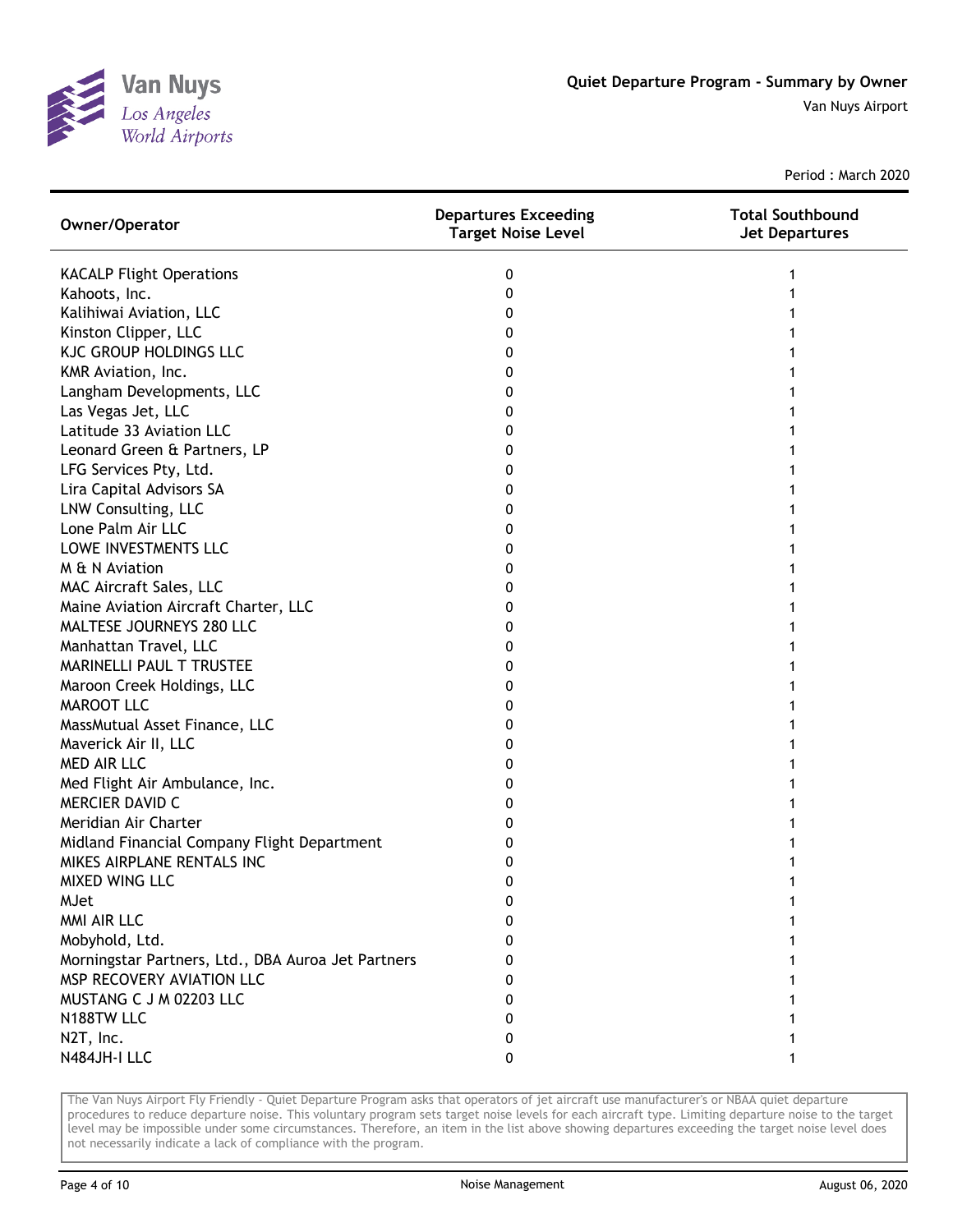Quiet Departure Program - Summary by Owner

Van Nuys Airport

Period : March 2020

| Owner/Operator | Departures Exceeding Target Noise Level | Total Southbound Jet Departures |
|---|---|---|
| KACALP Flight Operations | 0 | 1 |
| Kahoots, Inc. | 0 | 1 |
| Kalihiwai Aviation, LLC | 0 | 1 |
| Kinston Clipper, LLC | 0 | 1 |
| KJC GROUP HOLDINGS LLC | 0 | 1 |
| KMR Aviation, Inc. | 0 | 1 |
| Langham Developments, LLC | 0 | 1 |
| Las Vegas Jet, LLC | 0 | 1 |
| Latitude 33 Aviation LLC | 0 | 1 |
| Leonard Green & Partners, LP | 0 | 1 |
| LFG Services Pty, Ltd. | 0 | 1 |
| Lira Capital Advisors SA | 0 | 1 |
| LNW Consulting, LLC | 0 | 1 |
| Lone Palm Air LLC | 0 | 1 |
| LOWE INVESTMENTS LLC | 0 | 1 |
| M & N Aviation | 0 | 1 |
| MAC Aircraft Sales, LLC | 0 | 1 |
| Maine Aviation Aircraft Charter, LLC | 0 | 1 |
| MALTESE JOURNEYS 280 LLC | 0 | 1 |
| Manhattan Travel, LLC | 0 | 1 |
| MARINELLI PAUL T TRUSTEE | 0 | 1 |
| Maroon Creek Holdings, LLC | 0 | 1 |
| MAROOT LLC | 0 | 1 |
| MassMutual Asset Finance, LLC | 0 | 1 |
| Maverick Air II, LLC | 0 | 1 |
| MED AIR LLC | 0 | 1 |
| Med Flight Air Ambulance, Inc. | 0 | 1 |
| MERCIER DAVID C | 0 | 1 |
| Meridian Air Charter | 0 | 1 |
| Midland Financial Company Flight Department | 0 | 1 |
| MIKES AIRPLANE RENTALS INC | 0 | 1 |
| MIXED WING LLC | 0 | 1 |
| MJet | 0 | 1 |
| MMI AIR LLC | 0 | 1 |
| Mobyhold, Ltd. | 0 | 1 |
| Morningstar Partners, Ltd., DBA Auroa Jet Partners | 0 | 1 |
| MSP RECOVERY AVIATION LLC | 0 | 1 |
| MUSTANG C J M 02203 LLC | 0 | 1 |
| N188TW LLC | 0 | 1 |
| N2T, Inc. | 0 | 1 |
| N484JH-I LLC | 0 | 1 |

The Van Nuys Airport Fly Friendly - Quiet Departure Program asks that operators of jet aircraft use manufacturer's or NBAA quiet departure procedures to reduce departure noise. This voluntary program sets target noise levels for each aircraft type. Limiting departure noise to the target level may be impossible under some circumstances. Therefore, an item in the list above showing departures exceeding the target noise level does not necessarily indicate a lack of compliance with the program.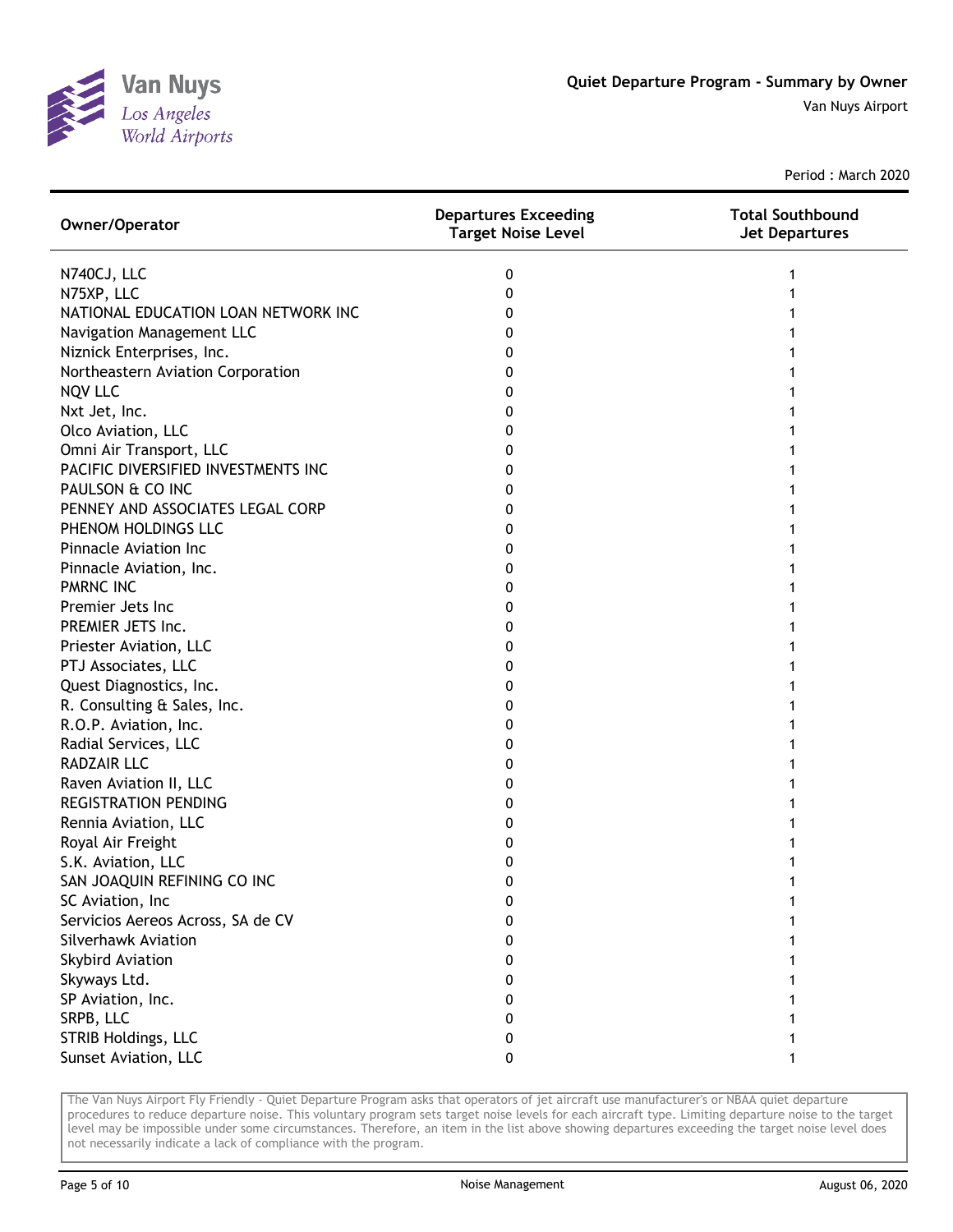# Quiet Departure Program - Summary by Owner

Van Nuys Airport

Period : March 2020

| Owner/Operator | Departures Exceeding Target Noise Level | Total Southbound Jet Departures |
|---|---|---|
| N740CJ, LLC | 0 | 1 |
| N75XP, LLC | 0 | 1 |
| NATIONAL EDUCATION LOAN NETWORK INC | 0 | 1 |
| Navigation Management LLC | 0 | 1 |
| Niznick Enterprises, Inc. | 0 | 1 |
| Northeastern Aviation Corporation | 0 | 1 |
| NQV LLC | 0 | 1 |
| Nxt Jet, Inc. | 0 | 1 |
| Olco Aviation, LLC | 0 | 1 |
| Omni Air Transport, LLC | 0 | 1 |
| PACIFIC DIVERSIFIED INVESTMENTS INC | 0 | 1 |
| PAULSON & CO INC | 0 | 1 |
| PENNEY AND ASSOCIATES LEGAL CORP | 0 | 1 |
| PHENOM HOLDINGS LLC | 0 | 1 |
| Pinnacle Aviation Inc | 0 | 1 |
| Pinnacle Aviation, Inc. | 0 | 1 |
| PMRNC INC | 0 | 1 |
| Premier Jets Inc | 0 | 1 |
| PREMIER JETS Inc. | 0 | 1 |
| Priester Aviation, LLC | 0 | 1 |
| PTJ Associates, LLC | 0 | 1 |
| Quest Diagnostics, Inc. | 0 | 1 |
| R. Consulting & Sales, Inc. | 0 | 1 |
| R.O.P. Aviation, Inc. | 0 | 1 |
| Radial Services, LLC | 0 | 1 |
| RADZAIR LLC | 0 | 1 |
| Raven Aviation II, LLC | 0 | 1 |
| REGISTRATION PENDING | 0 | 1 |
| Rennia Aviation, LLC | 0 | 1 |
| Royal Air Freight | 0 | 1 |
| S.K. Aviation, LLC | 0 | 1 |
| SAN JOAQUIN REFINING CO INC | 0 | 1 |
| SC Aviation, Inc | 0 | 1 |
| Servicios Aereos Across, SA de CV | 0 | 1 |
| Silverhawk Aviation | 0 | 1 |
| Skybird Aviation | 0 | 1 |
| Skyways Ltd. | 0 | 1 |
| SP Aviation, Inc. | 0 | 1 |
| SRPB, LLC | 0 | 1 |
| STRIB Holdings, LLC | 0 | 1 |
| Sunset Aviation, LLC | 0 | 1 |

The Van Nuys Airport Fly Friendly - Quiet Departure Program asks that operators of jet aircraft use manufacturer's or NBAA quiet departure procedures to reduce departure noise. This voluntary program sets target noise levels for each aircraft type. Limiting departure noise to the target level may be impossible under some circumstances. Therefore, an item in the list above showing departures exceeding the target noise level does not necessarily indicate a lack of compliance with the program.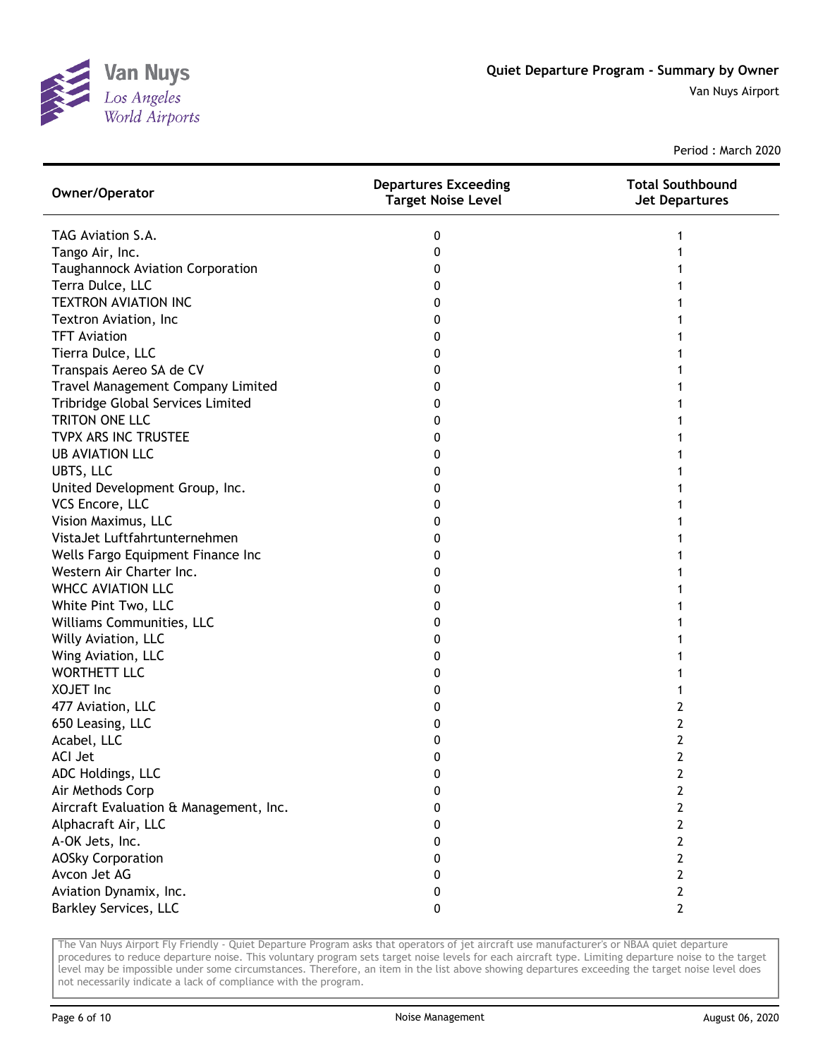# Quiet Departure Program - Summary by Owner

Van Nuys Airport

Period : March 2020

| Owner/Operator | Departures Exceeding Target Noise Level | Total Southbound Jet Departures |
|---|---|---|
| TAG Aviation S.A. | 0 | 1 |
| Tango Air, Inc. | 0 | 1 |
| Taughannock Aviation Corporation | 0 | 1 |
| Terra Dulce, LLC | 0 | 1 |
| TEXTRON AVIATION INC | 0 | 1 |
| Textron Aviation, Inc | 0 | 1 |
| TFT Aviation | 0 | 1 |
| Tierra Dulce, LLC | 0 | 1 |
| Transpais Aereo SA de CV | 0 | 1 |
| Travel Management Company Limited | 0 | 1 |
| Tribridge Global Services Limited | 0 | 1 |
| TRITON ONE LLC | 0 | 1 |
| TVPX ARS INC TRUSTEE | 0 | 1 |
| UB AVIATION LLC | 0 | 1 |
| UBTS, LLC | 0 | 1 |
| United Development Group, Inc. | 0 | 1 |
| VCS Encore, LLC | 0 | 1 |
| Vision Maximus, LLC | 0 | 1 |
| VistaJet Luftfahrtunternehmen | 0 | 1 |
| Wells Fargo Equipment Finance Inc | 0 | 1 |
| Western Air Charter Inc. | 0 | 1 |
| WHCC AVIATION LLC | 0 | 1 |
| White Pint Two, LLC | 0 | 1 |
| Williams Communities, LLC | 0 | 1 |
| Willy Aviation, LLC | 0 | 1 |
| Wing Aviation, LLC | 0 | 1 |
| WORTHETT LLC | 0 | 1 |
| XOJET Inc | 0 | 1 |
| 477 Aviation, LLC | 0 | 2 |
| 650 Leasing, LLC | 0 | 2 |
| Acabel, LLC | 0 | 2 |
| ACI Jet | 0 | 2 |
| ADC Holdings, LLC | 0 | 2 |
| Air Methods Corp | 0 | 2 |
| Aircraft Evaluation & Management, Inc. | 0 | 2 |
| Alphacraft Air, LLC | 0 | 2 |
| A-OK Jets, Inc. | 0 | 2 |
| AOSky Corporation | 0 | 2 |
| Avcon Jet AG | 0 | 2 |
| Aviation Dynamix, Inc. | 0 | 2 |
| Barkley Services, LLC | 0 | 2 |

The Van Nuys Airport Fly Friendly - Quiet Departure Program asks that operators of jet aircraft use manufacturer's or NBAA quiet departure procedures to reduce departure noise. This voluntary program sets target noise levels for each aircraft type. Limiting departure noise to the target level may be impossible under some circumstances. Therefore, an item in the list above showing departures exceeding the target noise level does not necessarily indicate a lack of compliance with the program.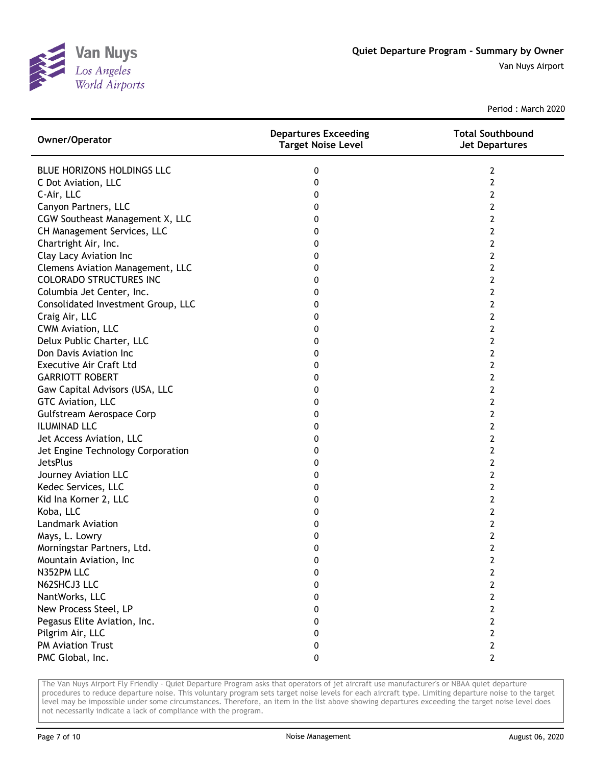# Quiet Departure Program - Summary by Owner

Van Nuys Airport

Period : March 2020

| Owner/Operator | Departures Exceeding Target Noise Level | Total Southbound Jet Departures |
|---|---|---|
| BLUE HORIZONS HOLDINGS LLC | 0 | 2 |
| C Dot Aviation, LLC | 0 | 2 |
| C-Air, LLC | 0 | 2 |
| Canyon Partners, LLC | 0 | 2 |
| CGW Southeast Management X, LLC | 0 | 2 |
| CH Management Services, LLC | 0 | 2 |
| Chartright Air, Inc. | 0 | 2 |
| Clay Lacy Aviation Inc | 0 | 2 |
| Clemens Aviation Management, LLC | 0 | 2 |
| COLORADO STRUCTURES INC | 0 | 2 |
| Columbia Jet Center, Inc. | 0 | 2 |
| Consolidated Investment Group, LLC | 0 | 2 |
| Craig Air, LLC | 0 | 2 |
| CWM Aviation, LLC | 0 | 2 |
| Delux Public Charter, LLC | 0 | 2 |
| Don Davis Aviation Inc | 0 | 2 |
| Executive Air Craft Ltd | 0 | 2 |
| GARRIOTT ROBERT | 0 | 2 |
| Gaw Capital Advisors (USA, LLC | 0 | 2 |
| GTC Aviation, LLC | 0 | 2 |
| Gulfstream Aerospace Corp | 0 | 2 |
| ILUMINAD LLC | 0 | 2 |
| Jet Access Aviation, LLC | 0 | 2 |
| Jet Engine Technology Corporation | 0 | 2 |
| JetsPlus | 0 | 2 |
| Journey Aviation LLC | 0 | 2 |
| Kedec Services, LLC | 0 | 2 |
| Kid Ina Korner 2, LLC | 0 | 2 |
| Koba, LLC | 0 | 2 |
| Landmark Aviation | 0 | 2 |
| Mays, L. Lowry | 0 | 2 |
| Morningstar Partners, Ltd. | 0 | 2 |
| Mountain Aviation, Inc | 0 | 2 |
| N352PM LLC | 0 | 2 |
| N62SHCJ3 LLC | 0 | 2 |
| NantWorks, LLC | 0 | 2 |
| New Process Steel, LP | 0 | 2 |
| Pegasus Elite Aviation, Inc. | 0 | 2 |
| Pilgrim Air, LLC | 0 | 2 |
| PM Aviation Trust | 0 | 2 |
| PMC Global, Inc. | 0 | 2 |

The Van Nuys Airport Fly Friendly - Quiet Departure Program asks that operators of jet aircraft use manufacturer's or NBAA quiet departure procedures to reduce departure noise. This voluntary program sets target noise levels for each aircraft type. Limiting departure noise to the target level may be impossible under some circumstances. Therefore, an item in the list above showing departures exceeding the target noise level does not necessarily indicate a lack of compliance with the program.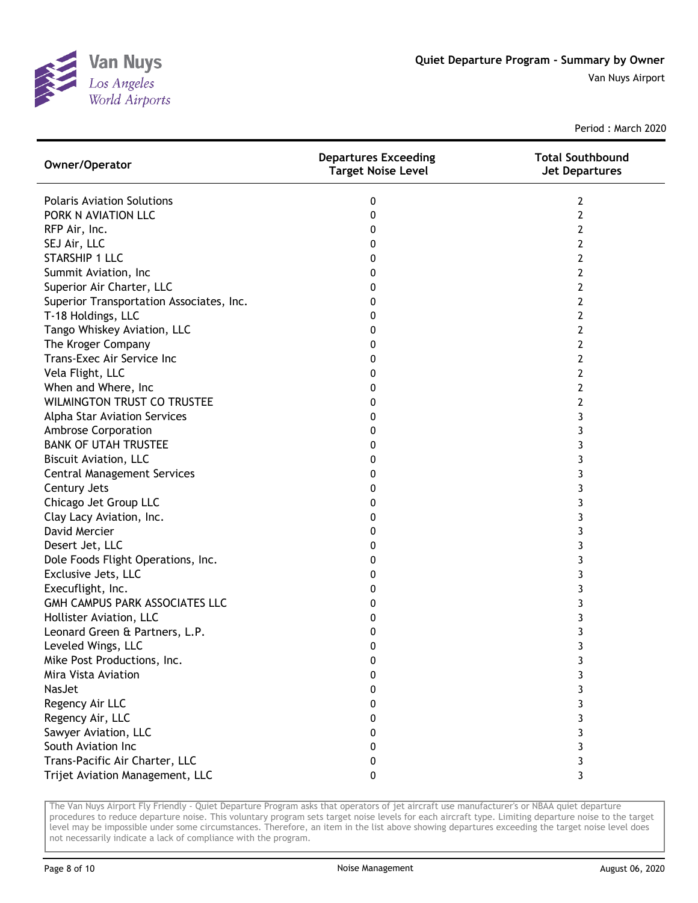Quiet Departure Program - Summary by Owner

Van Nuys Airport

Period : March 2020

| Owner/Operator | Departures Exceeding Target Noise Level | Total Southbound Jet Departures |
|---|---|---|
| Polaris Aviation Solutions | 0 | 2 |
| PORK N AVIATION LLC | 0 | 2 |
| RFP Air, Inc. | 0 | 2 |
| SEJ Air, LLC | 0 | 2 |
| STARSHIP 1 LLC | 0 | 2 |
| Summit Aviation, Inc | 0 | 2 |
| Superior Air Charter, LLC | 0 | 2 |
| Superior Transportation Associates, Inc. | 0 | 2 |
| T-18 Holdings, LLC | 0 | 2 |
| Tango Whiskey Aviation, LLC | 0 | 2 |
| The Kroger Company | 0 | 2 |
| Trans-Exec Air Service Inc | 0 | 2 |
| Vela Flight, LLC | 0 | 2 |
| When and Where, Inc | 0 | 2 |
| WILMINGTON TRUST CO TRUSTEE | 0 | 2 |
| Alpha Star Aviation Services | 0 | 3 |
| Ambrose Corporation | 0 | 3 |
| BANK OF UTAH TRUSTEE | 0 | 3 |
| Biscuit Aviation, LLC | 0 | 3 |
| Central Management Services | 0 | 3 |
| Century Jets | 0 | 3 |
| Chicago Jet Group LLC | 0 | 3 |
| Clay Lacy Aviation, Inc. | 0 | 3 |
| David Mercier | 0 | 3 |
| Desert Jet, LLC | 0 | 3 |
| Dole Foods Flight Operations, Inc. | 0 | 3 |
| Exclusive Jets, LLC | 0 | 3 |
| Execuflight, Inc. | 0 | 3 |
| GMH CAMPUS PARK ASSOCIATES LLC | 0 | 3 |
| Hollister Aviation, LLC | 0 | 3 |
| Leonard Green & Partners, L.P. | 0 | 3 |
| Leveled Wings, LLC | 0 | 3 |
| Mike Post Productions, Inc. | 0 | 3 |
| Mira Vista Aviation | 0 | 3 |
| NasJet | 0 | 3 |
| Regency Air LLC | 0 | 3 |
| Regency Air, LLC | 0 | 3 |
| Sawyer Aviation, LLC | 0 | 3 |
| South Aviation Inc | 0 | 3 |
| Trans-Pacific Air Charter, LLC | 0 | 3 |
| Trijet Aviation Management, LLC | 0 | 3 |

The Van Nuys Airport Fly Friendly - Quiet Departure Program asks that operators of jet aircraft use manufacturer's or NBAA quiet departure procedures to reduce departure noise. This voluntary program sets target noise levels for each aircraft type. Limiting departure noise to the target level may be impossible under some circumstances. Therefore, an item in the list above showing departures exceeding the target noise level does not necessarily indicate a lack of compliance with the program.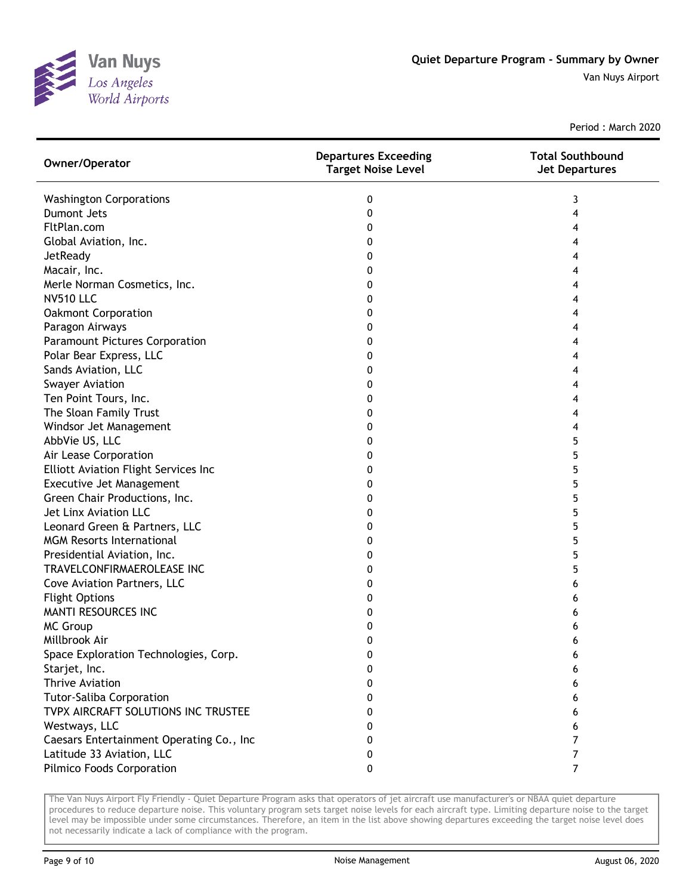# Quiet Departure Program - Summary by Owner

Van Nuys Airport

Period : March 2020

| Owner/Operator | Departures Exceeding Target Noise Level | Total Southbound Jet Departures |
|---|---|---|
| Washington Corporations | 0 | 3 |
| Dumont Jets | 0 | 4 |
| FltPlan.com | 0 | 4 |
| Global Aviation, Inc. | 0 | 4 |
| JetReady | 0 | 4 |
| Macair, Inc. | 0 | 4 |
| Merle Norman Cosmetics, Inc. | 0 | 4 |
| NV510 LLC | 0 | 4 |
| Oakmont Corporation | 0 | 4 |
| Paragon Airways | 0 | 4 |
| Paramount Pictures Corporation | 0 | 4 |
| Polar Bear Express, LLC | 0 | 4 |
| Sands Aviation, LLC | 0 | 4 |
| Swayer Aviation | 0 | 4 |
| Ten Point Tours, Inc. | 0 | 4 |
| The Sloan Family Trust | 0 | 4 |
| Windsor Jet Management | 0 | 4 |
| AbbVie US, LLC | 0 | 5 |
| Air Lease Corporation | 0 | 5 |
| Elliott Aviation Flight Services Inc | 0 | 5 |
| Executive Jet Management | 0 | 5 |
| Green Chair Productions, Inc. | 0 | 5 |
| Jet Linx Aviation LLC | 0 | 5 |
| Leonard Green & Partners, LLC | 0 | 5 |
| MGM Resorts International | 0 | 5 |
| Presidential Aviation, Inc. | 0 | 5 |
| TRAVELCONFIRMAEROLEASE INC | 0 | 5 |
| Cove Aviation Partners, LLC | 0 | 6 |
| Flight Options | 0 | 6 |
| MANTI RESOURCES INC | 0 | 6 |
| MC Group | 0 | 6 |
| Millbrook Air | 0 | 6 |
| Space Exploration Technologies, Corp. | 0 | 6 |
| Starjet, Inc. | 0 | 6 |
| Thrive Aviation | 0 | 6 |
| Tutor-Saliba Corporation | 0 | 6 |
| TVPX AIRCRAFT SOLUTIONS INC TRUSTEE | 0 | 6 |
| Westways, LLC | 0 | 6 |
| Caesars Entertainment Operating Co., Inc | 0 | 7 |
| Latitude 33 Aviation, LLC | 0 | 7 |
| Pilmico Foods Corporation | 0 | 7 |

The Van Nuys Airport Fly Friendly - Quiet Departure Program asks that operators of jet aircraft use manufacturer's or NBAA quiet departure procedures to reduce departure noise. This voluntary program sets target noise levels for each aircraft type. Limiting departure noise to the target level may be impossible under some circumstances. Therefore, an item in the list above showing departures exceeding the target noise level does not necessarily indicate a lack of compliance with the program.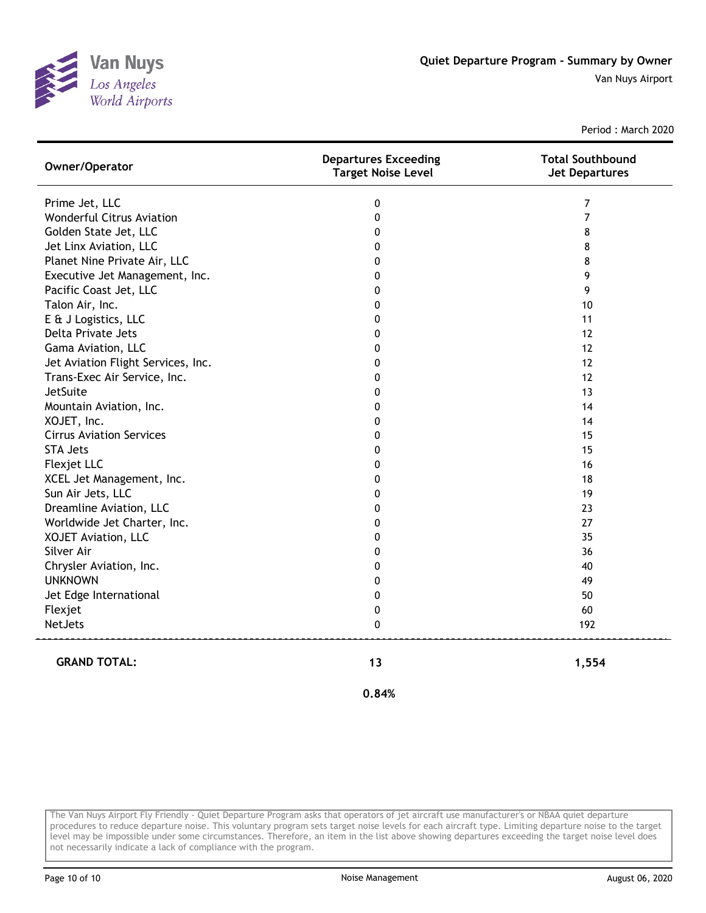Van Nuys
Los Angeles
World Airports

# Quiet Departure Program - Summary by Owner

Van Nuys Airport

Period : March 2020

| Owner/Operator | Departures Exceeding Target Noise Level | Total Southbound Jet Departures |
|---|---|---|
| Prime Jet, LLC | 0 | 7 |
| Wonderful Citrus Aviation | 0 | 7 |
| Golden State Jet, LLC | 0 | 8 |
| Jet Linx Aviation, LLC | 0 | 8 |
| Planet Nine Private Air, LLC | 0 | 8 |
| Executive Jet Management, Inc. | 0 | 9 |
| Pacific Coast Jet, LLC | 0 | 9 |
| Talon Air, Inc. | 0 | 10 |
| E & J Logistics, LLC | 0 | 11 |
| Delta Private Jets | 0 | 12 |
| Gama Aviation, LLC | 0 | 12 |
| Jet Aviation Flight Services, Inc. | 0 | 12 |
| Trans-Exec Air Service, Inc. | 0 | 12 |
| JetSuite | 0 | 13 |
| Mountain Aviation, Inc. | 0 | 14 |
| XOJET, Inc. | 0 | 14 |
| Cirrus Aviation Services | 0 | 15 |
| STA Jets | 0 | 15 |
| Flexjet LLC | 0 | 16 |
| XCEL Jet Management, Inc. | 0 | 18 |
| Sun Air Jets, LLC | 0 | 19 |
| Dreamline Aviation, LLC | 0 | 23 |
| Worldwide Jet Charter, Inc. | 0 | 27 |
| XOJET Aviation, LLC | 0 | 35 |
| Silver Air | 0 | 36 |
| Chrysler Aviation, Inc. | 0 | 40 |
| UNKNOWN | 0 | 49 |
| Jet Edge International | 0 | 50 |
| Flexjet | 0 | 60 |
| NetJets | 0 | 192 |
| **GRAND TOTAL:** | **13** | **1,554** |
| | **0.84%** | |

The Van Nuys Airport Fly Friendly - Quiet Departure Program asks that operators of jet aircraft use manufacturer's or NBAA quiet departure procedures to reduce departure noise. This voluntary program sets target noise levels for each aircraft type. Limiting departure noise to the target level may be impossible under some circumstances. Therefore, an item in the list above showing departures exceeding the target noise level does not necessarily indicate a lack of compliance with the program.